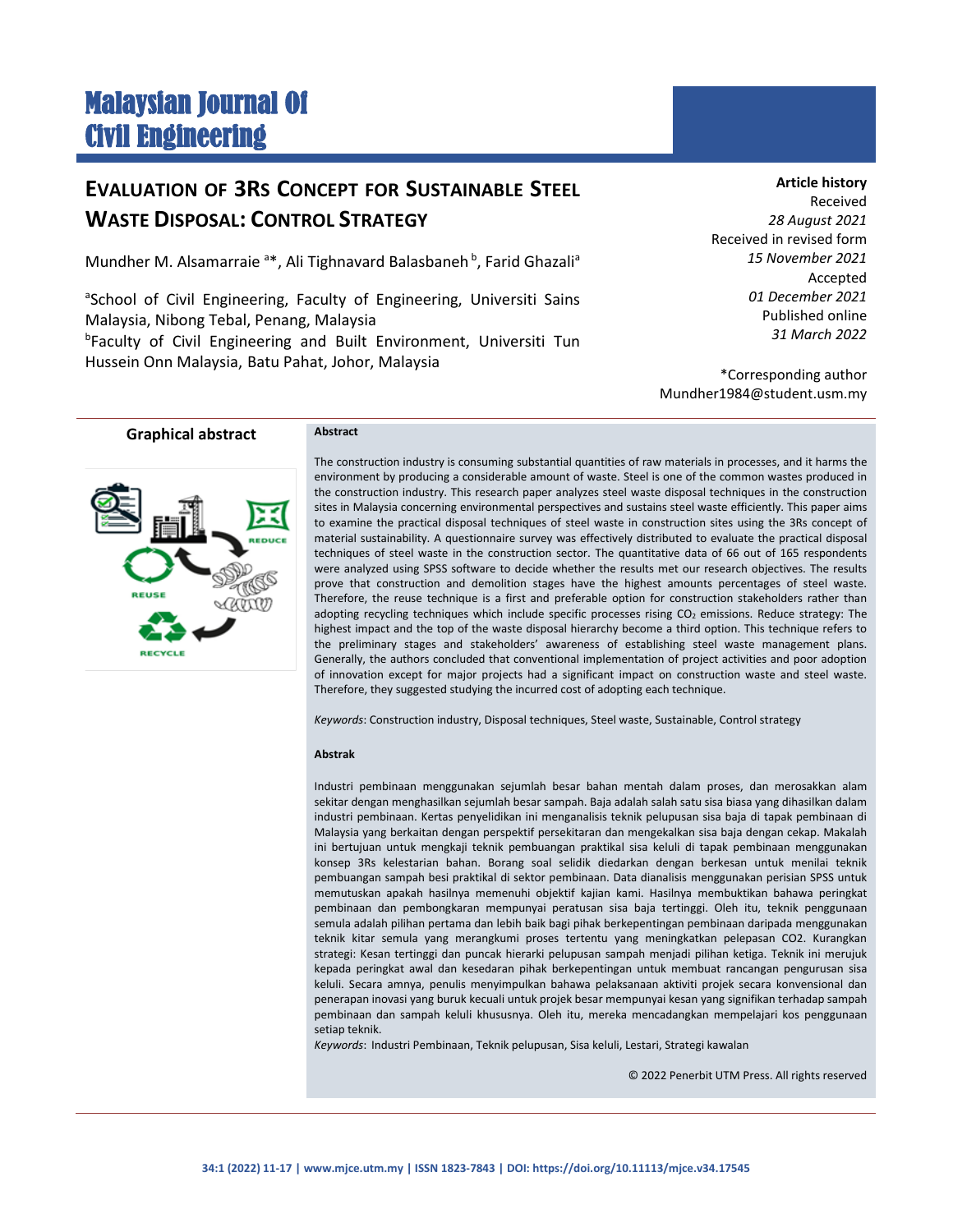# Malaysian Journal Of Civil Engineering

# EVALUATION OF 3Rs CONCEPT FOR SUSTAINABLE STEEL WASTE DISPOSAL: CONTROL STRATEGY

Mundher M. Alsamarraie [a]*, Ali Tighnavard Balasbaneh [b], Farid Ghazali[a]

[a]School of Civil Engineering, Faculty of Engineering, Universiti Sains Malaysia, Nibong Tebal, Penang, Malaysia
[b]Faculty of Civil Engineering and Built Environment, Universiti Tun Hussein Onn Malaysia, Batu Pahat, Johor, Malaysia

**Article history**
Received
*28 August 2021*
Received in revised form
*15 November 2021*
Accepted
*01 December 2021*
Published online
*31 March 2022*

*Corresponding author
Mundher1984@student.usm.my

**Graphical abstract**

**Abstract**

The construction industry is consuming substantial quantities of raw materials in processes, and it harms the environment by producing a considerable amount of waste. Steel is one of the common wastes produced in the construction industry. This research paper analyzes steel waste disposal techniques in the construction sites in Malaysia concerning environmental perspectives and sustains steel waste efficiently. This paper aims to examine the practical disposal techniques of steel waste in construction sites using the 3Rs concept of material sustainability. A questionnaire survey was effectively distributed to evaluate the practical disposal techniques of steel waste in the construction sector. The quantitative data of 66 out of 165 respondents were analyzed using SPSS software to decide whether the results met our research objectives. The results prove that construction and demolition stages have the highest amounts percentages of steel waste. Therefore, the reuse technique is a first and preferable option for construction stakeholders rather than adopting recycling techniques which include specific processes rising $CO_2$ emissions. Reduce strategy: The highest impact and the top of the waste disposal hierarchy become a third option. This technique refers to the preliminary stages and stakeholders' awareness of establishing steel waste management plans. Generally, the authors concluded that conventional implementation of project activities and poor adoption of innovation except for major projects had a significant impact on construction waste and steel waste. Therefore, they suggested studying the incurred cost of adopting each technique.

*Keywords*: Construction industry, Disposal techniques, Steel waste, Sustainable, Control strategy

**Abstrak**

Industri pembinaan menggunakan sejumlah besar bahan mentah dalam proses, dan merosakkan alam sekitar dengan menghasilkan sejumlah besar sampah. Baja adalah salah satu sisa biasa yang dihasilkan dalam industri pembinaan. Kertas penyelidikan ini menganalisis teknik pelupusan sisa baja di tapak pembinaan di Malaysia yang berkaitan dengan perspektif persekitaran dan mengekalkan sisa baja dengan cekap. Makalah ini bertujuan untuk mengkaji teknik pembuangan praktikal sisa keluli di tapak pembinaan menggunakan konsep 3Rs kelestarian bahan. Borang soal selidik diedarkan dengan berkesan untuk menilai teknik pembuangan sampah besi praktikal di sektor pembinaan. Data dianalisis menggunakan perisian SPSS untuk memutuskan apakah hasilnya memenuhi objektif kajian kami. Hasilnya membuktikan bahawa peringkat pembinaan dan pembongkaran mempunyai peratusan sisa baja tertinggi. Oleh itu, teknik penggunaan semula adalah pilihan pertama dan lebih baik bagi pihak berkepentingan pembinaan daripada menggunakan teknik kitar semula yang merangkumi proses tertentu yang meningkatkan pelepasan CO2. Kurangkan strategi: Kesan tertinggi dan puncak hierarki pelupusan sampah menjadi pilihan ketiga. Teknik ini merujuk kepada peringkat awal dan kesedaran pihak berkepentingan untuk membuat rancangan pengurusan sisa keluli. Secara amnya, penulis menyimpulkan bahawa pelaksanaan aktiviti projek secara konvensional dan penerapan inovasi yang buruk kecuali untuk projek besar mempunyai kesan yang signifikan terhadap sampah pembinaan dan sampah keluli khususnya. Oleh itu, mereka mencadangkan mempelajari kos penggunaan setiap teknik.

*Keywords*: Industri Pembinaan, Teknik pelupusan, Sisa keluli, Lestari, Strategi kawalan

© 2022 Penerbit UTM Press. All rights reserved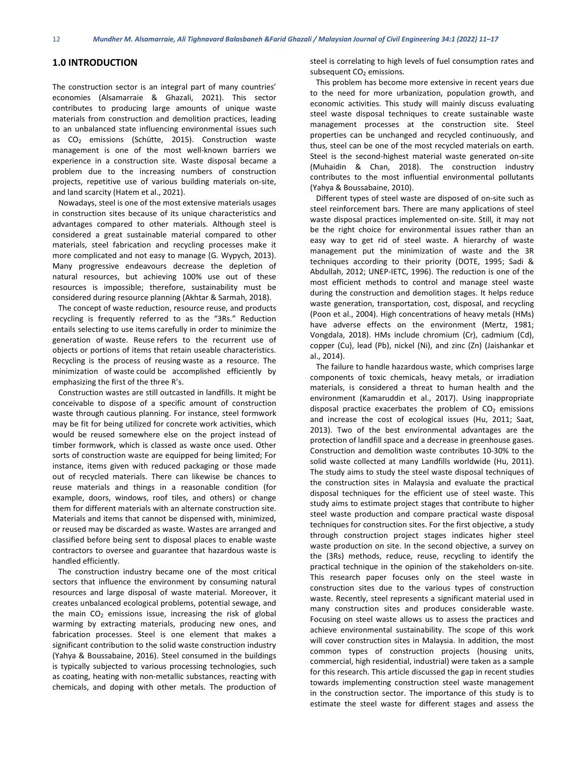## 1.0 INTRODUCTION

The construction sector is an integral part of many countries' economies (Alsamarraie & Ghazali, 2021). This sector contributes to producing large amounts of unique waste materials from construction and demolition practices, leading to an unbalanced state influencing environmental issues such as $CO_2$ emissions (Schütte, 2015). Construction waste management is one of the most well-known barriers we experience in a construction site. Waste disposal became a problem due to the increasing numbers of construction projects, repetitive use of various building materials on-site, and land scarcity (Hatem et al., 2021).

Nowadays, steel is one of the most extensive materials usages in construction sites because of its unique characteristics and advantages compared to other materials. Although steel is considered a great sustainable material compared to other materials, steel fabrication and recycling processes make it more complicated and not easy to manage (G. Wypych, 2013). Many progressive endeavours decrease the depletion of natural resources, but achieving 100% use out of these resources is impossible; therefore, sustainability must be considered during resource planning (Akhtar & Sarmah, 2018).

The concept of waste reduction, resource reuse, and products recycling is frequently referred to as the "3Rs." Reduction entails selecting to use items carefully in order to minimize the generation of waste. Reuse refers to the recurrent use of objects or portions of items that retain useable characteristics. Recycling is the process of reusing waste as a resource. The minimization of waste could be accomplished efficiently by emphasizing the first of the three R's.

Construction wastes are still outcasted in landfills. It might be conceivable to dispose of a specific amount of construction waste through cautious planning. For instance, steel formwork may be fit for being utilized for concrete work activities, which would be reused somewhere else on the project instead of timber formwork, which is classed as waste once used. Other sorts of construction waste are equipped for being limited; For instance, items given with reduced packaging or those made out of recycled materials. There can likewise be chances to reuse materials and things in a reasonable condition (for example, doors, windows, roof tiles, and others) or change them for different materials with an alternate construction site. Materials and items that cannot be dispensed with, minimized, or reused may be discarded as waste. Wastes are arranged and classified before being sent to disposal places to enable waste contractors to oversee and guarantee that hazardous waste is handled efficiently.

The construction industry became one of the most critical sectors that influence the environment by consuming natural resources and large disposal of waste material. Moreover, it creates unbalanced ecological problems, potential sewage, and the main $CO_2$ emissions issue, increasing the risk of global warming by extracting materials, producing new ones, and fabrication processes. Steel is one element that makes a significant contribution to the solid waste construction industry (Yahya & Boussabaine, 2016). Steel consumed in the buildings is typically subjected to various processing technologies, such as coating, heating with non-metallic substances, reacting with chemicals, and doping with other metals. The production of steel is correlating to high levels of fuel consumption rates and subsequent $CO_2$ emissions.

This problem has become more extensive in recent years due to the need for more urbanization, population growth, and economic activities. This study will mainly discuss evaluating steel waste disposal techniques to create sustainable waste management processes at the construction site. Steel properties can be unchanged and recycled continuously, and thus, steel can be one of the most recycled materials on earth. Steel is the second-highest material waste generated on-site (Muhaidin & Chan, 2018). The construction industry contributes to the most influential environmental pollutants (Yahya & Boussabaine, 2010).

Different types of steel waste are disposed of on-site such as steel reinforcement bars. There are many applications of steel waste disposal practices implemented on-site. Still, it may not be the right choice for environmental issues rather than an easy way to get rid of steel waste. A hierarchy of waste management put the minimization of waste and the 3R techniques according to their priority (DOTE, 1995; Sadi & Abdullah, 2012; UNEP-IETC, 1996). The reduction is one of the most efficient methods to control and manage steel waste during the construction and demolition stages. It helps reduce waste generation, transportation, cost, disposal, and recycling (Poon et al., 2004). High concentrations of heavy metals (HMs) have adverse effects on the environment (Mertz, 1981; Vongdala, 2018). HMs include chromium (Cr), cadmium (Cd), copper (Cu), lead (Pb), nickel (Ni), and zinc (Zn) (Jaishankar et al., 2014).

The failure to handle hazardous waste, which comprises large components of toxic chemicals, heavy metals, or irradiation materials, is considered a threat to human health and the environment (Kamaruddin et al., 2017). Using inappropriate disposal practice exacerbates the problem of $CO_2$ emissions and increase the cost of ecological issues (Hu, 2011; Saat, 2013). Two of the best environmental advantages are the protection of landfill space and a decrease in greenhouse gases. Construction and demolition waste contributes 10-30% to the solid waste collected at many Landfills worldwide (Hu, 2011). The study aims to study the steel waste disposal techniques of the construction sites in Malaysia and evaluate the practical disposal techniques for the efficient use of steel waste. This study aims to estimate project stages that contribute to higher steel waste production and compare practical waste disposal techniques for construction sites. For the first objective, a study through construction project stages indicates higher steel waste production on site. In the second objective, a survey on the (3Rs) methods, reduce, reuse, recycling to identify the practical technique in the opinion of the stakeholders on-site. This research paper focuses only on the steel waste in construction sites due to the various types of construction waste. Recently, steel represents a significant material used in many construction sites and produces considerable waste. Focusing on steel waste allows us to assess the practices and achieve environmental sustainability. The scope of this work will cover construction sites in Malaysia. In addition, the most common types of construction projects (housing units, commercial, high residential, industrial) were taken as a sample for this research. This article discussed the gap in recent studies towards implementing construction steel waste management in the construction sector. The importance of this study is to estimate the steel waste for different stages and assess the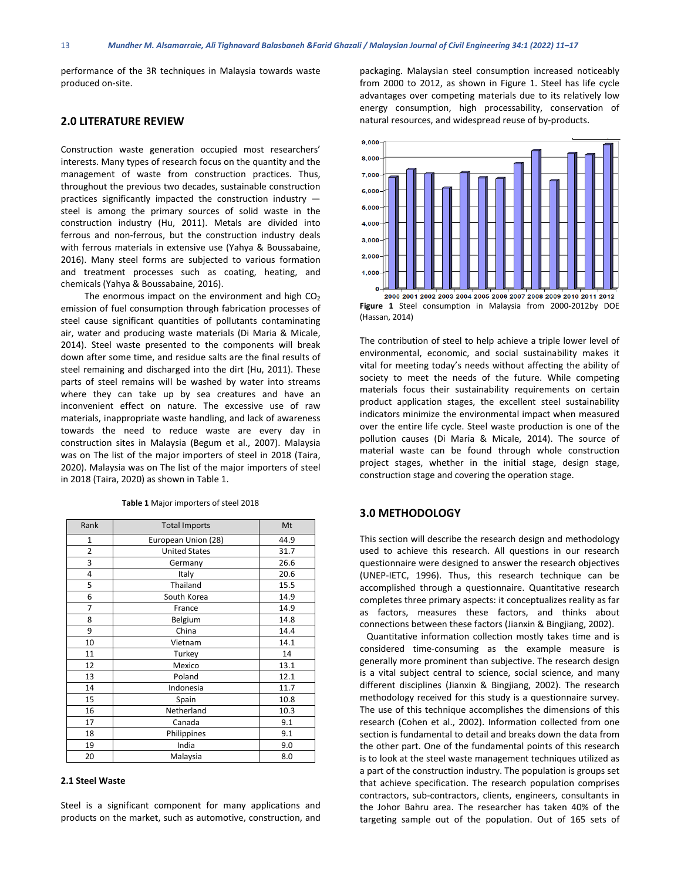performance of the 3R techniques in Malaysia towards waste produced on-site.

## 2.0 LITERATURE REVIEW

Construction waste generation occupied most researchers' interests. Many types of research focus on the quantity and the management of waste from construction practices. Thus, throughout the previous two decades, sustainable construction practices significantly impacted the construction industry — steel is among the primary sources of solid waste in the construction industry (Hu, 2011). Metals are divided into ferrous and non-ferrous, but the construction industry deals with ferrous materials in extensive use (Yahya & Boussabaine, 2016). Many steel forms are subjected to various formation and treatment processes such as coating, heating, and chemicals (Yahya & Boussabaine, 2016).

The enormous impact on the environment and high $CO_2$ emission of fuel consumption through fabrication processes of steel cause significant quantities of pollutants contaminating air, water and producing waste materials (Di Maria & Micale, 2014). Steel waste presented to the components will break down after some time, and residue salts are the final results of steel remaining and discharged into the dirt (Hu, 2011). These parts of steel remains will be washed by water into streams where they can take up by sea creatures and have an inconvenient effect on nature. The excessive use of raw materials, inappropriate waste handling, and lack of awareness towards the need to reduce waste are every day in construction sites in Malaysia (Begum et al., 2007). Malaysia was on The list of the major importers of steel in 2018 (Taira, 2020). Malaysia was on The list of the major importers of steel in 2018 (Taira, 2020) as shown in Table 1.

**Table 1** Major importers of steel 2018

| Rank | Total Imports | Mt |
|---|---|---|
| 1 | European Union (28) | 44.9 |
| 2 | United States | 31.7 |
| 3 | Germany | 26.6 |
| 4 | Italy | 20.6 |
| 5 | Thailand | 15.5 |
| 6 | South Korea | 14.9 |
| 7 | France | 14.9 |
| 8 | Belgium | 14.8 |
| 9 | China | 14.4 |
| 10 | Vietnam | 14.1 |
| 11 | Turkey | 14 |
| 12 | Mexico | 13.1 |
| 13 | Poland | 12.1 |
| 14 | Indonesia | 11.7 |
| 15 | Spain | 10.8 |
| 16 | Netherland | 10.3 |
| 17 | Canada | 9.1 |
| 18 | Philippines | 9.1 |
| 19 | India | 9.0 |
| 20 | Malaysia | 8.0 |

### 2.1 Steel Waste

Steel is a significant component for many applications and products on the market, such as automotive, construction, and packaging. Malaysian steel consumption increased noticeably from 2000 to 2012, as shown in Figure 1. Steel has life cycle advantages over competing materials due to its relatively low energy consumption, high processability, conservation of natural resources, and widespread reuse of by-products.

**Figure 1** Steel consumption in Malaysia from 2000-2012by DOE (Hassan, 2014)

The contribution of steel to help achieve a triple lower level of environmental, economic, and social sustainability makes it vital for meeting today's needs without affecting the ability of society to meet the needs of the future. While competing materials focus their sustainability requirements on certain product application stages, the excellent steel sustainability indicators minimize the environmental impact when measured over the entire life cycle. Steel waste production is one of the pollution causes (Di Maria & Micale, 2014). The source of material waste can be found through whole construction project stages, whether in the initial stage, design stage, construction stage and covering the operation stage.

## 3.0 METHODOLOGY

This section will describe the research design and methodology used to achieve this research. All questions in our research questionnaire were designed to answer the research objectives (UNEP-IETC, 1996). Thus, this research technique can be accomplished through a questionnaire. Quantitative research completes three primary aspects: it conceptualizes reality as far as factors, measures these factors, and thinks about connections between these factors (Jianxin & Bingjiang, 2002).

Quantitative information collection mostly takes time and is considered time-consuming as the example measure is generally more prominent than subjective. The research design is a vital subject central to science, social science, and many different disciplines (Jianxin & Bingjiang, 2002). The research methodology received for this study is a questionnaire survey. The use of this technique accomplishes the dimensions of this research (Cohen et al., 2002). Information collected from one section is fundamental to detail and breaks down the data from the other part. One of the fundamental points of this research is to look at the steel waste management techniques utilized as a part of the construction industry. The population is groups set that achieve specification. The research population comprises contractors, sub-contractors, clients, engineers, consultants in the Johor Bahru area. The researcher has taken 40% of the targeting sample out of the population. Out of 165 sets of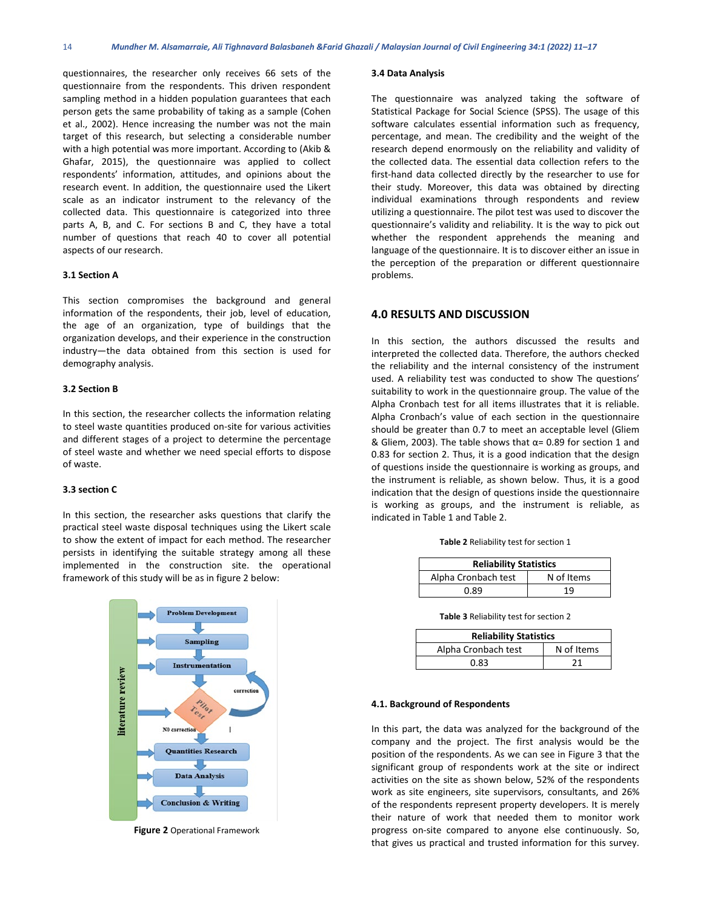questionnaires, the researcher only receives 66 sets of the questionnaire from the respondents. This driven respondent sampling method in a hidden population guarantees that each person gets the same probability of taking as a sample (Cohen et al., 2002). Hence increasing the number was not the main target of this research, but selecting a considerable number with a high potential was more important. According to (Akib & Ghafar, 2015), the questionnaire was applied to collect respondents' information, attitudes, and opinions about the research event. In addition, the questionnaire used the Likert scale as an indicator instrument to the relevancy of the collected data. This questionnaire is categorized into three parts A, B, and C. For sections B and C, they have a total number of questions that reach 40 to cover all potential aspects of our research.

### 3.1 Section A

This section compromises the background and general information of the respondents, their job, level of education, the age of an organization, type of buildings that the organization develops, and their experience in the construction industry—the data obtained from this section is used for demography analysis.

### 3.2 Section B

In this section, the researcher collects the information relating to steel waste quantities produced on-site for various activities and different stages of a project to determine the percentage of steel waste and whether we need special efforts to dispose of waste.

### 3.3 section C

In this section, the researcher asks questions that clarify the practical steel waste disposal techniques using the Likert scale to show the extent of impact for each method. The researcher persists in identifying the suitable strategy among all these implemented in the construction site. the operational framework of this study will be as in figure 2 below:

literature review

Problem Development → Sampling → Instrumentation → Pilot Test (correction → Instrumentation; NO correction →) Quantities Research → Data Analysis → Conclusion & Writing

**Figure 2** Operational Framework

### 3.4 Data Analysis

The questionnaire was analyzed taking the software of Statistical Package for Social Science (SPSS). The usage of this software calculates essential information such as frequency, percentage, and mean. The credibility and the weight of the research depend enormously on the reliability and validity of the collected data. The essential data collection refers to the first-hand data collected directly by the researcher to use for their study. Moreover, this data was obtained by directing individual examinations through respondents and review utilizing a questionnaire. The pilot test was used to discover the questionnaire's validity and reliability. It is the way to pick out whether the respondent apprehends the meaning and language of the questionnaire. It is to discover either an issue in the perception of the preparation or different questionnaire problems.

## 4.0 RESULTS AND DISCUSSION

In this section, the authors discussed the results and interpreted the collected data. Therefore, the authors checked the reliability and the internal consistency of the instrument used. A reliability test was conducted to show The questions' suitability to work in the questionnaire group. The value of the Alpha Cronbach test for all items illustrates that it is reliable. Alpha Cronbach's value of each section in the questionnaire should be greater than 0.7 to meet an acceptable level (Gliem & Gliem, 2003). The table shows that α= 0.89 for section 1 and 0.83 for section 2. Thus, it is a good indication that the design of questions inside the questionnaire is working as groups, and the instrument is reliable, as shown below. Thus, it is a good indication that the design of questions inside the questionnaire is working as groups, and the instrument is reliable, as indicated in Table 1 and Table 2.

**Table 2** Reliability test for section 1

| Reliability Statistics | |
|---|---|
| Alpha Cronbach test | N of Items |
| 0.89 | 19 |

**Table 3** Reliability test for section 2

| Reliability Statistics | |
|---|---|
| Alpha Cronbach test | N of Items |
| 0.83 | 21 |

### 4.1. Background of Respondents

In this part, the data was analyzed for the background of the company and the project. The first analysis would be the position of the respondents. As we can see in Figure 3 that the significant group of respondents work at the site or indirect activities on the site as shown below, 52% of the respondents work as site engineers, site supervisors, consultants, and 26% of the respondents represent property developers. It is merely their nature of work that needed them to monitor work progress on-site compared to anyone else continuously. So, that gives us practical and trusted information for this survey.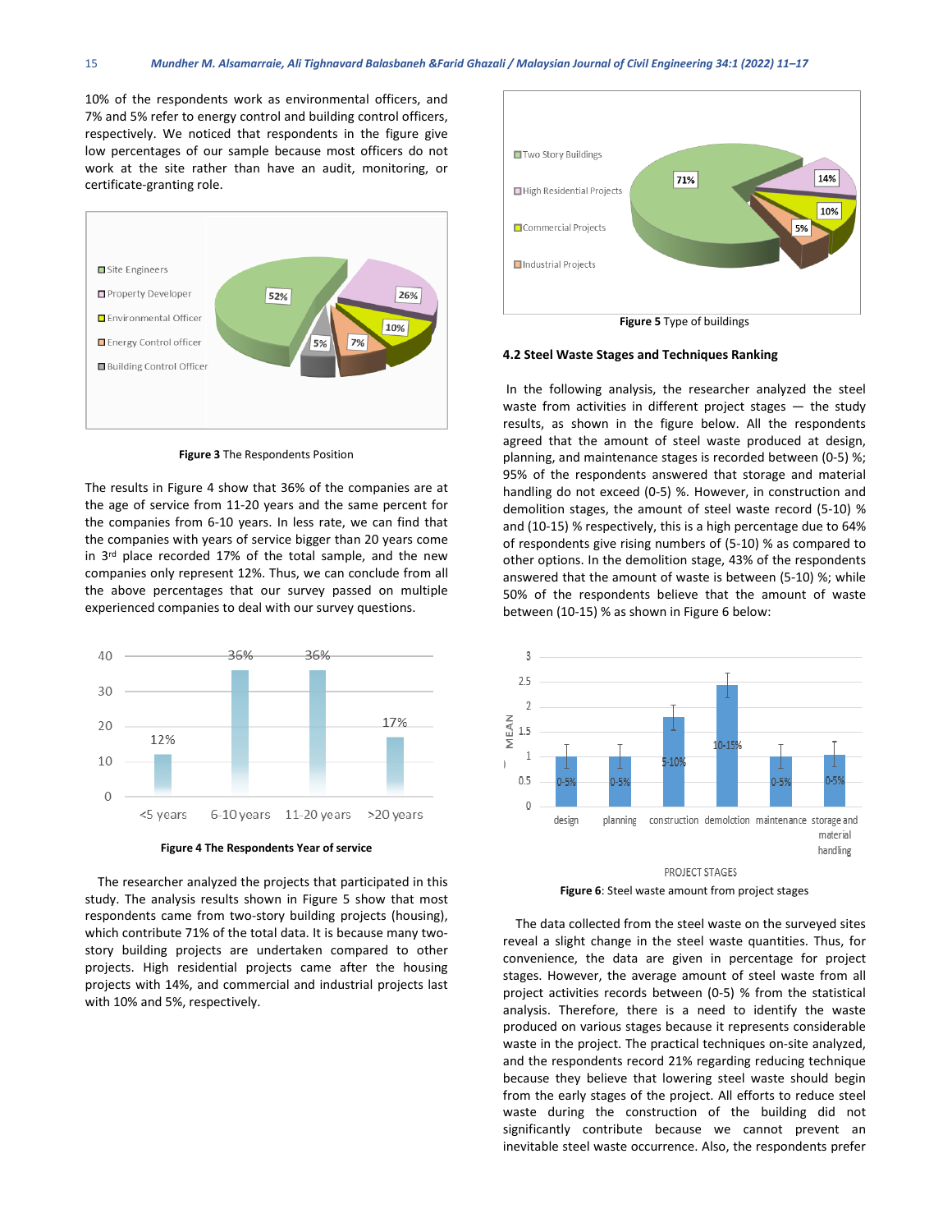10% of the respondents work as environmental officers, and 7% and 5% refer to energy control and building control officers, respectively. We noticed that respondents in the figure give low percentages of our sample because most officers do not work at the site rather than have an audit, monitoring, or certificate-granting role.

**Figure 3** The Respondents Position

The results in Figure 4 show that 36% of the companies are at the age of service from 11-20 years and the same percent for the companies from 6-10 years. In less rate, we can find that the companies with years of service bigger than 20 years come in 3rd place recorded 17% of the total sample, and the new companies only represent 12%. Thus, we can conclude from all the above percentages that our survey passed on multiple experienced companies to deal with our survey questions.

**Figure 4 The Respondents Year of service**

The researcher analyzed the projects that participated in this study. The analysis results shown in Figure 5 show that most respondents came from two-story building projects (housing), which contribute 71% of the total data. It is because many two-story building projects are undertaken compared to other projects. High residential projects came after the housing projects with 14%, and commercial and industrial projects last with 10% and 5%, respectively.

**Figure 5** Type of buildings

### 4.2 Steel Waste Stages and Techniques Ranking

In the following analysis, the researcher analyzed the steel waste from activities in different project stages — the study results, as shown in the figure below. All the respondents agreed that the amount of steel waste produced at design, planning, and maintenance stages is recorded between (0-5) %; 95% of the respondents answered that storage and material handling do not exceed (0-5) %. However, in construction and demolition stages, the amount of steel waste record (5-10) % and (10-15) % respectively, this is a high percentage due to 64% of respondents give rising numbers of (5-10) % as compared to other options. In the demolition stage, 43% of the respondents answered that the amount of waste is between (5-10) %; while 50% of the respondents believe that the amount of waste between (10-15) % as shown in Figure 6 below:

**Figure 6**: Steel waste amount from project stages

The data collected from the steel waste on the surveyed sites reveal a slight change in the steel waste quantities. Thus, for convenience, the data are given in percentage for project stages. However, the average amount of steel waste from all project activities records between (0-5) % from the statistical analysis. Therefore, there is a need to identify the waste produced on various stages because it represents considerable waste in the project. The practical techniques on-site analyzed, and the respondents record 21% regarding reducing technique because they believe that lowering steel waste should begin from the early stages of the project. All efforts to reduce steel waste during the construction of the building did not significantly contribute because we cannot prevent an inevitable steel waste occurrence. Also, the respondents prefer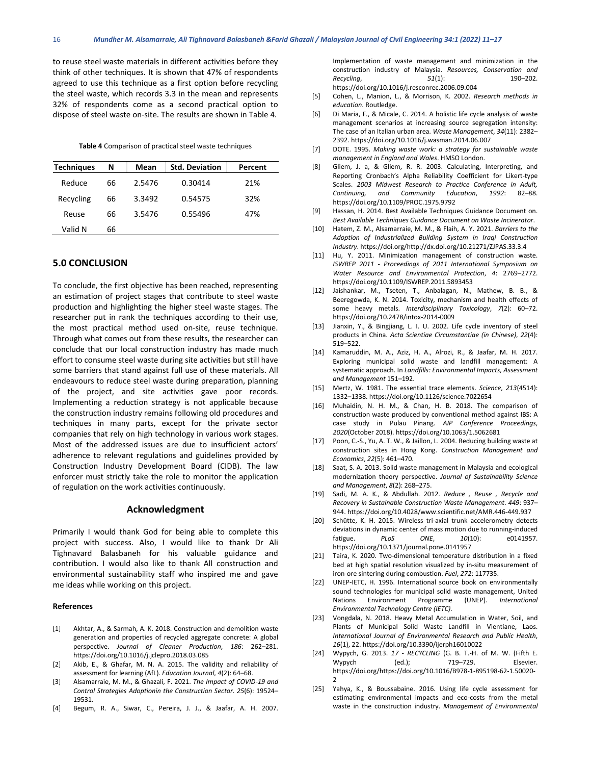to reuse steel waste materials in different activities before they think of other techniques. It is shown that 47% of respondents agreed to use this technique as a first option before recycling the steel waste, which records 3.3 in the mean and represents 32% of respondents come as a second practical option to dispose of steel waste on-site. The results are shown in Table 4.

**Table 4** Comparison of practical steel waste techniques

| Techniques | N | Mean | Std. Deviation | Percent |
|---|---|---|---|---|
| Reduce | 66 | 2.5476 | 0.30414 | 21% |
| Recycling | 66 | 3.3492 | 0.54575 | 32% |
| Reuse | 66 | 3.5476 | 0.55496 | 47% |
| Valid N | 66 | | | |

## 5.0 CONCLUSION

To conclude, the first objective has been reached, representing an estimation of project stages that contribute to steel waste production and highlighting the higher steel waste stages. The researcher put in rank the techniques according to their use, the most practical method used on-site, reuse technique. Through what comes out from these results, the researcher can conclude that our local construction industry has made much effort to consume steel waste during site activities but still have some barriers that stand against full use of these materials. All endeavours to reduce steel waste during preparation, planning of the project, and site activities gave poor records. Implementing a reduction strategy is not applicable because the construction industry remains following old procedures and techniques in many parts, except for the private sector companies that rely on high technology in various work stages. Most of the addressed issues are due to insufficient actors' adherence to relevant regulations and guidelines provided by Construction Industry Development Board (CIDB). The law enforcer must strictly take the role to monitor the application of regulation on the work activities continuously.

## Acknowledgment

Primarily I would thank God for being able to complete this project with success. Also, I would like to thank Dr Ali Tighnavard Balasbaneh for his valuable guidance and contribution. I would also like to thank All construction and environmental sustainability staff who inspired me and gave me ideas while working on this project.

### References

[1] Akhtar, A., & Sarmah, A. K. 2018. Construction and demolition waste generation and properties of recycled aggregate concrete: A global perspective. *Journal of Cleaner Production*, *186*: 262–281. https://doi.org/10.1016/j.jclepro.2018.03.085

[2] Akib, E., & Ghafar, M. N. A. 2015. The validity and reliability of assessment for learning (AfL). *Education Journal*, *4*(2): 64–68.

[3] Alsamarraie, M. M., & Ghazali, F. 2021. *The Impact of COVID-19 and Control Strategies Adoptionin the Construction Sector*. *25*(6): 19524–19531.

[4] Begum, R. A., Siwar, C., Pereira, J. J., & Jaafar, A. H. 2007. Implementation of waste management and minimization in the construction industry of Malaysia. *Resources, Conservation and Recycling*, *51*(1): 190–202. https://doi.org/10.1016/j.resconrec.2006.09.004

[5] Cohen, L., Manion, L., & Morrison, K. 2002. *Research methods in education*. Routledge.

[6] Di Maria, F., & Micale, C. 2014. A holistic life cycle analysis of waste management scenarios at increasing source segregation intensity: The case of an Italian urban area. *Waste Management*, *34*(11): 2382–2392. https://doi.org/10.1016/j.wasman.2014.06.007

[7] DOTE. 1995. *Making waste work: a strategy for sustainable waste management in England and Wales*. HMSO London.

[8] Gliem, J. a, & Gliem, R. R. 2003. Calculating, Interpreting, and Reporting Cronbach's Alpha Reliability Coefficient for Likert-type Scales. *2003 Midwest Research to Practice Conference in Adult, Continuing, and Community Education*, *1992*: 82–88. https://doi.org/10.1109/PROC.1975.9792

[9] Hassan, H. 2014. Best Available Techniques Guidance Document on. *Best Available Techniques Guidance Document on Waste Incinerator*.

[10] Hatem, Z. M., Alsamarraie, M. M., & Flaih, A. Y. 2021. *Barriers to the Adoption of Industrialized Building System in Iraqi Construction Industry*. https://doi.org/http://dx.doi.org/10.21271/ZJPAS.33.3.4

[11] Hu, Y. 2011. Minimization management of construction waste. *ISWREP 2011 - Proceedings of 2011 International Symposium on Water Resource and Environmental Protection*, *4*: 2769–2772. https://doi.org/10.1109/ISWREP.2011.5893453

[12] Jaishankar, M., Tseten, T., Anbalagan, N., Mathew, B. B., & Beeregowda, K. N. 2014. Toxicity, mechanism and health effects of some heavy metals. *Interdisciplinary Toxicology*, *7*(2): 60–72. https://doi.org/10.2478/intox-2014-0009

[13] Jianxin, Y., & Bingjiang, L. I. U. 2002. Life cycle inventory of steel products in China. *Acta Scientiae Circumstantiae (in Chinese)*, *22*(4): 519–522.

[14] Kamaruddin, M. A., Aziz, H. A., Alrozi, R., & Jaafar, M. H. 2017. Exploring municipal solid waste and landfill management: A systematic approach. In *Landfills: Environmental Impacts, Assessment and Management* 151–192.

[15] Mertz, W. 1981. The essential trace elements. *Science*, *213*(4514): 1332–1338. https://doi.org/10.1126/science.7022654

[16] Muhaidin, N. H. M., & Chan, H. B. 2018. The comparison of construction waste produced by conventional method against IBS: A case study in Pulau Pinang. *AIP Conference Proceedings*, *2020*(October 2018). https://doi.org/10.1063/1.5062681

[17] Poon, C.-S., Yu, A. T. W., & Jaillon, L. 2004. Reducing building waste at construction sites in Hong Kong. *Construction Management and Economics*, *22*(5): 461–470.

[18] Saat, S. A. 2013. Solid waste management in Malaysia and ecological modernization theory perspective. *Journal of Sustainability Science and Management*, *8*(2): 268–275.

[19] Sadi, M. A. K., & Abdullah. 2012. *Reduce , Reuse , Recycle and Recovery in Sustainable Construction Waste Management*. *449*: 937–944. https://doi.org/10.4028/www.scientific.net/AMR.446-449.937

[20] Schütte, K. H. 2015. Wireless tri-axial trunk accelerometry detects deviations in dynamic center of mass motion due to running-induced fatigue. *PLoS ONE*, *10*(10): e0141957. https://doi.org/10.1371/journal.pone.0141957

[21] Taira, K. 2020. Two-dimensional temperature distribution in a fixed bed at high spatial resolution visualized by in-situ measurement of iron-ore sintering during combustion. *Fuel*, *272*: 117735.

[22] UNEP-IETC, H. 1996. International source book on environmentally sound technologies for municipal solid waste management, United Nations Environment Programme (UNEP). *International Environmental Technology Centre (IETC)*.

[23] Vongdala, N. 2018. Heavy Metal Accumulation in Water, Soil, and Plants of Municipal Solid Waste Landfill in Vientiane, Laos. *International Journal of Environmental Research and Public Health*, *16*(1), 22. https://doi.org/10.3390/ijerph16010022

[24] Wypych, G. 2013. *17 - RECYCLING* (G. B. T.-H. of M. W. (Fifth E. Wypych (ed.); 719–729. Elsevier. https://doi.org/https://doi.org/10.1016/B978-1-895198-62-1.50020-2

[25] Yahya, K., & Boussabaine. 2016. Using life cycle assessment for estimating environmental impacts and eco-costs from the metal waste in the construction industry. *Management of Environmental*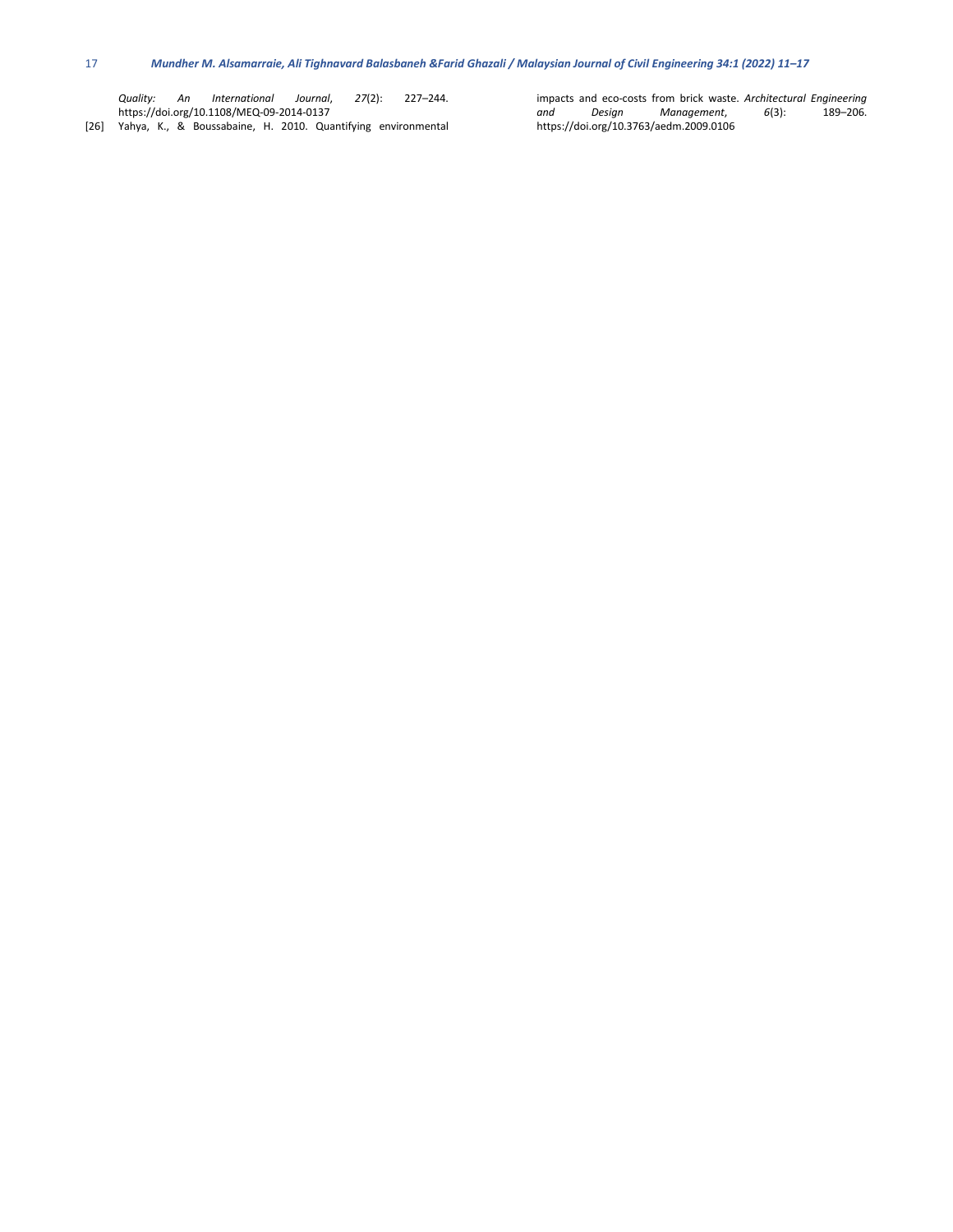*Quality: An International Journal*, *27*(2): 227–244. https://doi.org/10.1108/MEQ-09-2014-0137

[26] Yahya, K., & Boussabaine, H. 2010. Quantifying environmental impacts and eco-costs from brick waste. *Architectural Engineering and Design Management*, *6*(3): 189–206. https://doi.org/10.3763/aedm.2009.0106